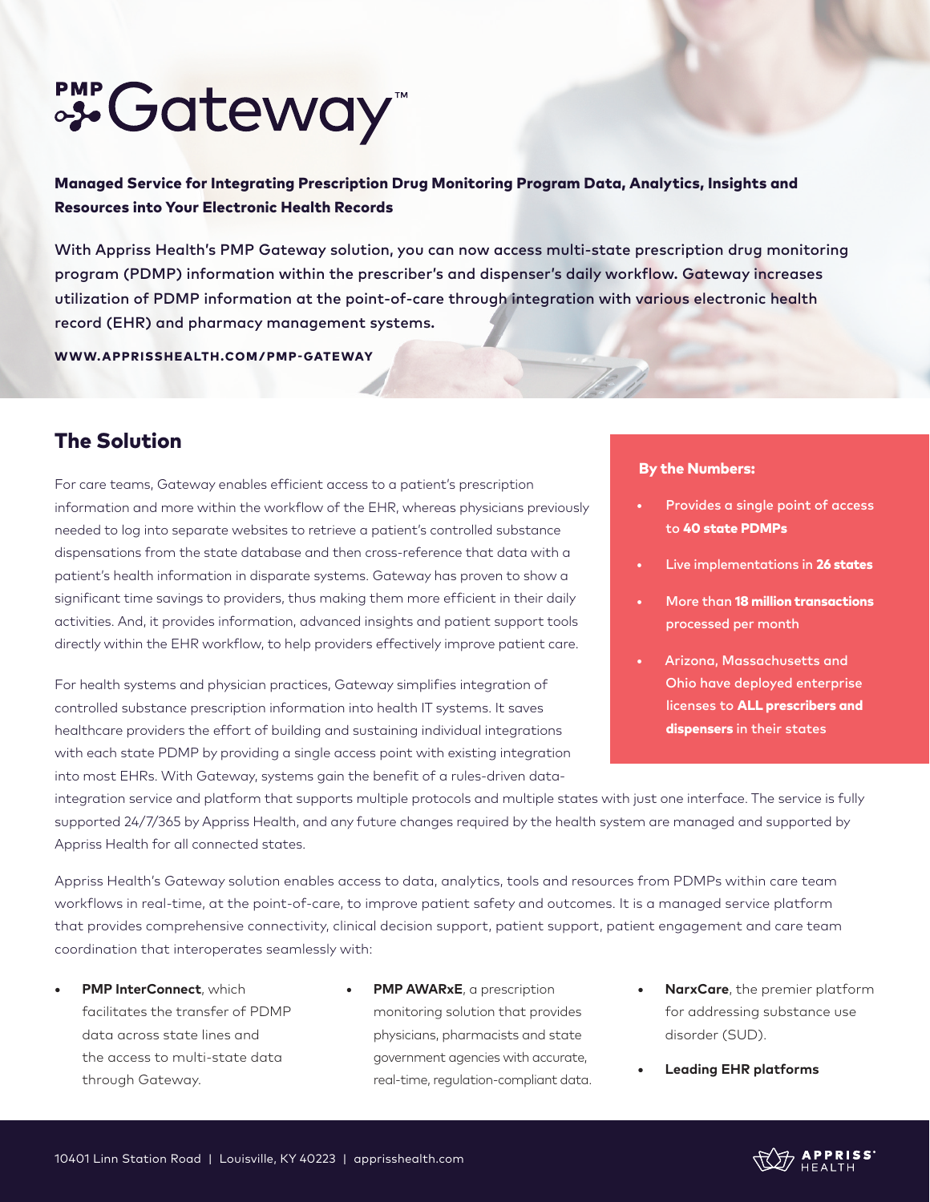# PMP Gateway™

**Managed Service for Integrating Prescription Drug Monitoring Program Data, Analytics, Insights and Resources into Your Electronic Health Records**

With Appriss Health's PMP Gateway solution, you can now access multi-state prescription drug monitoring program (PDMP) information within the prescriber's and dispenser's daily workflow. Gateway increases utilization of PDMP information at the point-of-care through integration with various electronic health record (EHR) and pharmacy management systems.

**WWW.APPRISSHEALTH.COM/PMP-GATEWAY**

## The Solution

For care teams, Gateway enables efficient access to a patient's prescription information and more within the workflow of the EHR, whereas physicians previously needed to log into separate websites to retrieve a patient's controlled substance dispensations from the state database and then cross-reference that data with a patient's health information in disparate systems. Gateway has proven to show a significant time savings to providers, thus making them more efficient in their daily activities. And, it provides information, advanced insights and patient support tools directly within the EHR workflow, to help providers effectively improve patient care.

For health systems and physician practices, Gateway simplifies integration of controlled substance prescription information into health IT systems. It saves healthcare providers the effort of building and sustaining individual integrations with each state PDMP by providing a single access point with existing integration into most EHRs. With Gateway, systems gain the benefit of a rules-driven data-integration service and platform that supports multiple protocols and multiple states with just one interface. The service is fully supported 24/7/365 by Appriss Health, and any future changes required by the health system are managed and supported by Appriss Health for all connected states.

**By the Numbers:**

- Provides a single point of access to **40 state PDMPs**
- Live implementations in **26 states**
- More than **18 million transactions** processed per month
- Arizona, Massachusetts and Ohio have deployed enterprise licenses to **ALL prescribers and dispensers** in their states

Appriss Health's Gateway solution enables access to data, analytics, tools and resources from PDMPs within care team workflows in real-time, at the point-of-care, to improve patient safety and outcomes. It is a managed service platform that provides comprehensive connectivity, clinical decision support, patient support, patient engagement and care team coordination that interoperates seamlessly with:

- **PMP InterConnect**, which facilitates the transfer of PDMP data across state lines and the access to multi-state data through Gateway.
- **PMP AWARxE**, a prescription monitoring solution that provides physicians, pharmacists and state government agencies with accurate, real-time, regulation-compliant data.
- **NarxCare**, the premier platform for addressing substance use disorder (SUD).
- **Leading EHR platforms**

10401 Linn Station Road | Louisville, KY 40223 | apprisshealth.com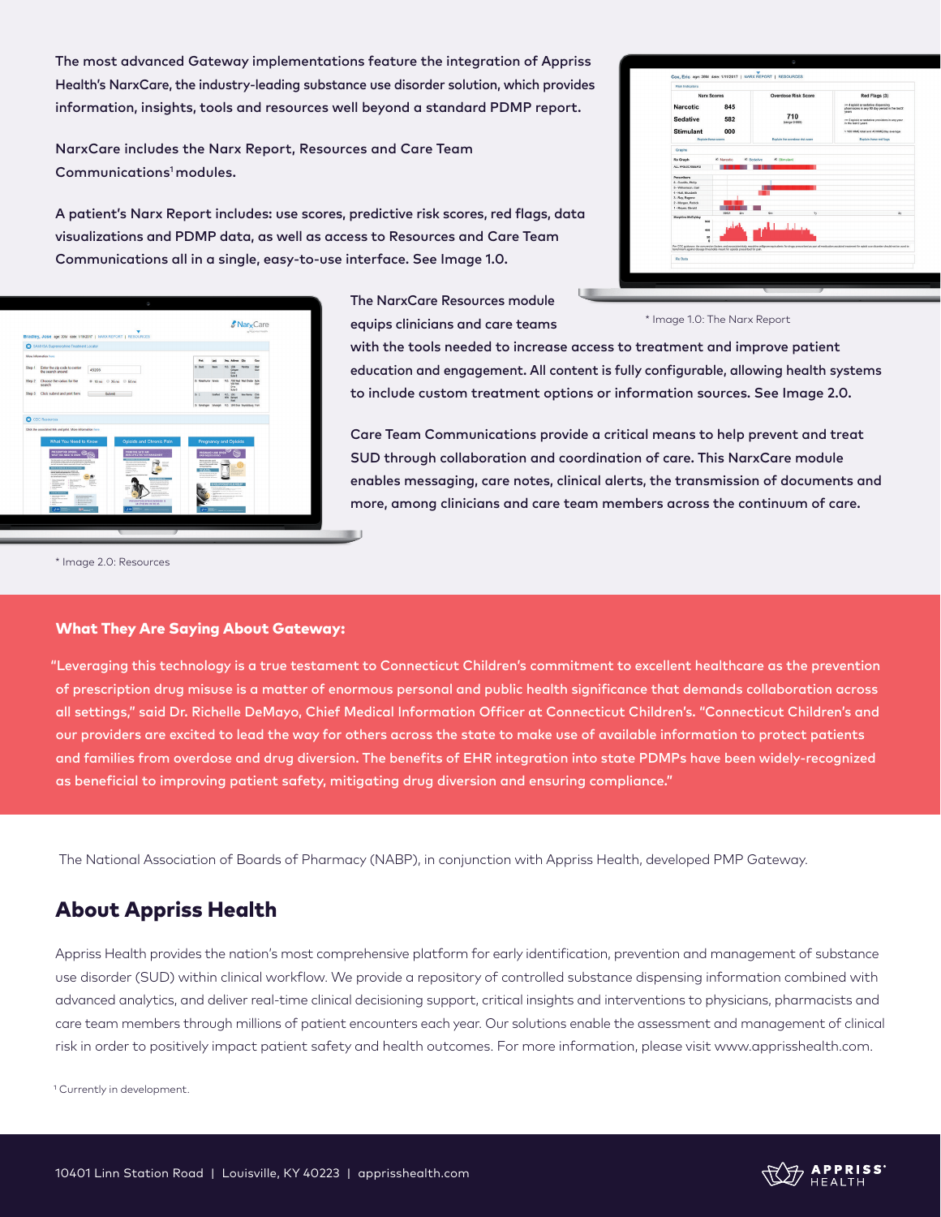The most advanced Gateway implementations feature the integration of Appriss Health's NarxCare, the industry-leading substance use disorder solution, which provides information, insights, tools and resources well beyond a standard PDMP report.

NarxCare includes the Narx Report, Resources and Care Team Communications[1] modules.

A patient's Narx Report includes: use scores, predictive risk scores, red flags, data visualizations and PDMP data, as well as access to Resources and Care Team Communications all in a single, easy-to-use interface. See Image 1.0.

\* Image 1.0: The Narx Report

The NarxCare Resources module equips clinicians and care teams with the tools needed to increase access to treatment and improve patient education and engagement. All content is fully configurable, allowing health systems to include custom treatment options or information sources. See Image 2.0.

Care Team Communications provide a critical means to help prevent and treat SUD through collaboration and coordination of care. This NarxCare module enables messaging, care notes, clinical alerts, the transmission of documents and more, among clinicians and care team members across the continuum of care.

\* Image 2.0: Resources

**What They Are Saying About Gateway:**

"Leveraging this technology is a true testament to Connecticut Children's commitment to excellent healthcare as the prevention of prescription drug misuse is a matter of enormous personal and public health significance that demands collaboration across all settings," said Dr. Richelle DeMayo, Chief Medical Information Officer at Connecticut Children's. "Connecticut Children's and our providers are excited to lead the way for others across the state to make use of available information to protect patients and families from overdose and drug diversion. The benefits of EHR integration into state PDMPs have been widely-recognized as beneficial to improving patient safety, mitigating drug diversion and ensuring compliance."

The National Association of Boards of Pharmacy (NABP), in conjunction with Appriss Health, developed PMP Gateway.

## About Appriss Health

Appriss Health provides the nation's most comprehensive platform for early identification, prevention and management of substance use disorder (SUD) within clinical workflow. We provide a repository of controlled substance dispensing information combined with advanced analytics, and deliver real-time clinical decisioning support, critical insights and interventions to physicians, pharmacists and care team members through millions of patient encounters each year. Our solutions enable the assessment and management of clinical risk in order to positively impact patient safety and health outcomes. For more information, please visit www.apprisshealth.com.

[1] Currently in development.

10401 Linn Station Road | Louisville, KY 40223 | apprisshealth.com

APPRISS HEALTH